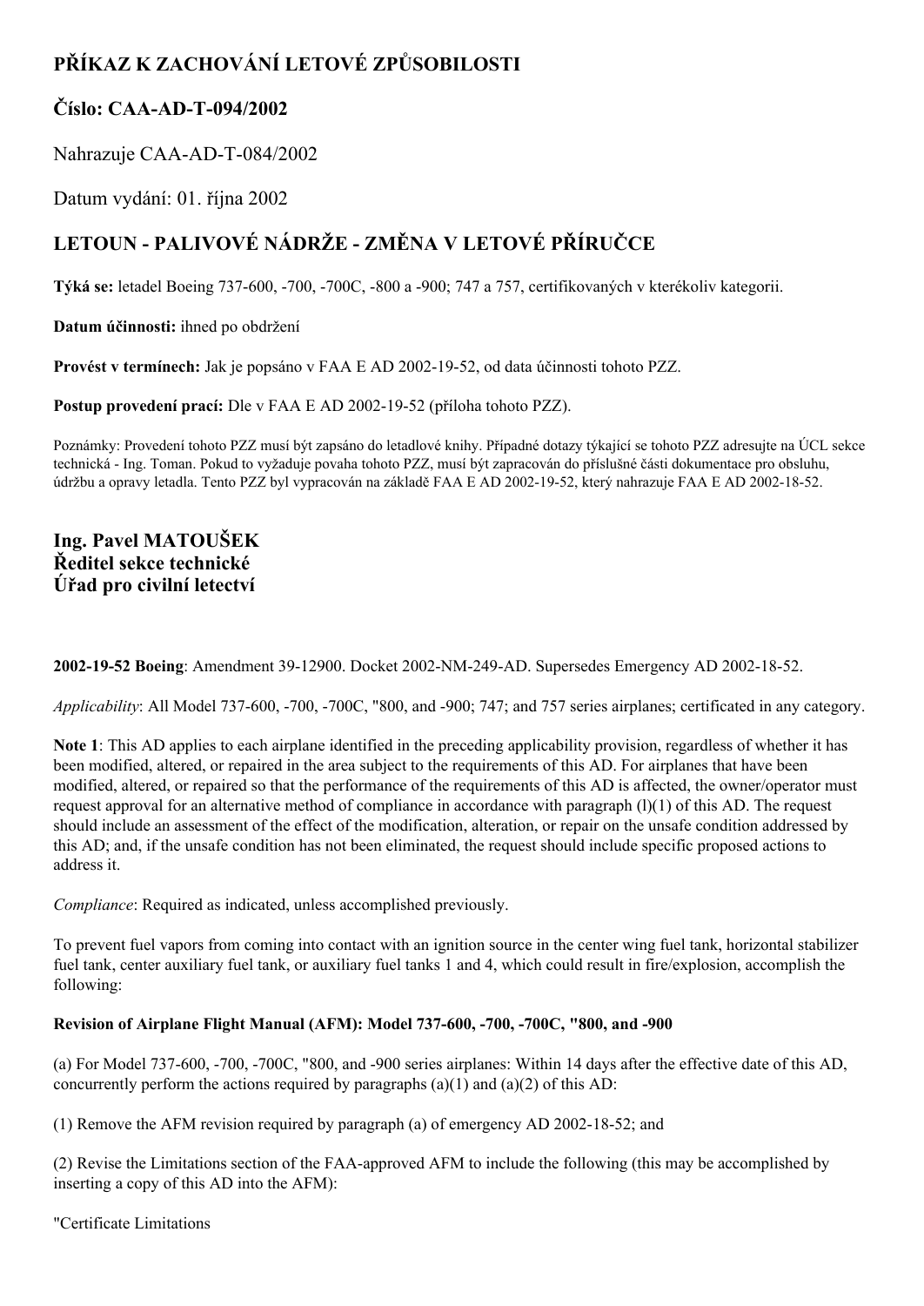# PŘÍKAZ K ZACHOVÁNÍ LETOVÉ ZPŮSOBILOSTI

## Číslo: CAA-AD-T-094/2002

Nahrazuje CAA-AD-T-084/2002

Datum vydání: 01. října 2002

## LETOUN - PALIVOVÉ NÁDRŽE - ZMĚNA V LETOVÉ PŘÍRUČCE

**Týká se:** letadel Boeing 737-600, -700, -700C, -800 a -900; 747 a 757, certifikovaných v kterékoliv kategorii.

**Datum účinnosti:** ihned po obdržení

**Provést v termínech:** Jak je popsáno v FAA E AD 2002-19-52, od data účinnosti tohoto PZZ.

**Postup provedení prací:** Dle v FAA E AD 2002-19-52 (příloha tohoto PZZ).

Poznámky: Provedení tohoto PZZ musí být zapsáno do letadlové knihy. Případné dotazy týkající se tohoto PZZ adresujte na ÚCL sekce technická - Ing. Toman. Pokud to vyžaduje povaha tohoto PZZ, musí být zapracován do příslušné části dokumentace pro obsluhu, údržbu a opravy letadla. Tento PZZ byl vypracován na základě FAA E AD 2002-19-52, který nahrazuje FAA E AD 2002-18-52.

**Ing. Pavel MATOUŠEK**
**Ředitel sekce technické**
**Úřad pro civilní letectví**

**2002-19-52 Boeing**: Amendment 39-12900. Docket 2002-NM-249-AD. Supersedes Emergency AD 2002-18-52.

*Applicability*: All Model 737-600, -700, -700C, "800, and -900; 747; and 757 series airplanes; certificated in any category.

**Note 1**: This AD applies to each airplane identified in the preceding applicability provision, regardless of whether it has been modified, altered, or repaired in the area subject to the requirements of this AD. For airplanes that have been modified, altered, or repaired so that the performance of the requirements of this AD is affected, the owner/operator must request approval for an alternative method of compliance in accordance with paragraph (l)(1) of this AD. The request should include an assessment of the effect of the modification, alteration, or repair on the unsafe condition addressed by this AD; and, if the unsafe condition has not been eliminated, the request should include specific proposed actions to address it.

*Compliance*: Required as indicated, unless accomplished previously.

To prevent fuel vapors from coming into contact with an ignition source in the center wing fuel tank, horizontal stabilizer fuel tank, center auxiliary fuel tank, or auxiliary fuel tanks 1 and 4, which could result in fire/explosion, accomplish the following:

**Revision of Airplane Flight Manual (AFM): Model 737-600, -700, -700C, "800, and -900**

(a) For Model 737-600, -700, -700C, "800, and -900 series airplanes: Within 14 days after the effective date of this AD, concurrently perform the actions required by paragraphs (a)(1) and (a)(2) of this AD:

(1) Remove the AFM revision required by paragraph (a) of emergency AD 2002-18-52; and

(2) Revise the Limitations section of the FAA-approved AFM to include the following (this may be accomplished by inserting a copy of this AD into the AFM):

"Certificate Limitations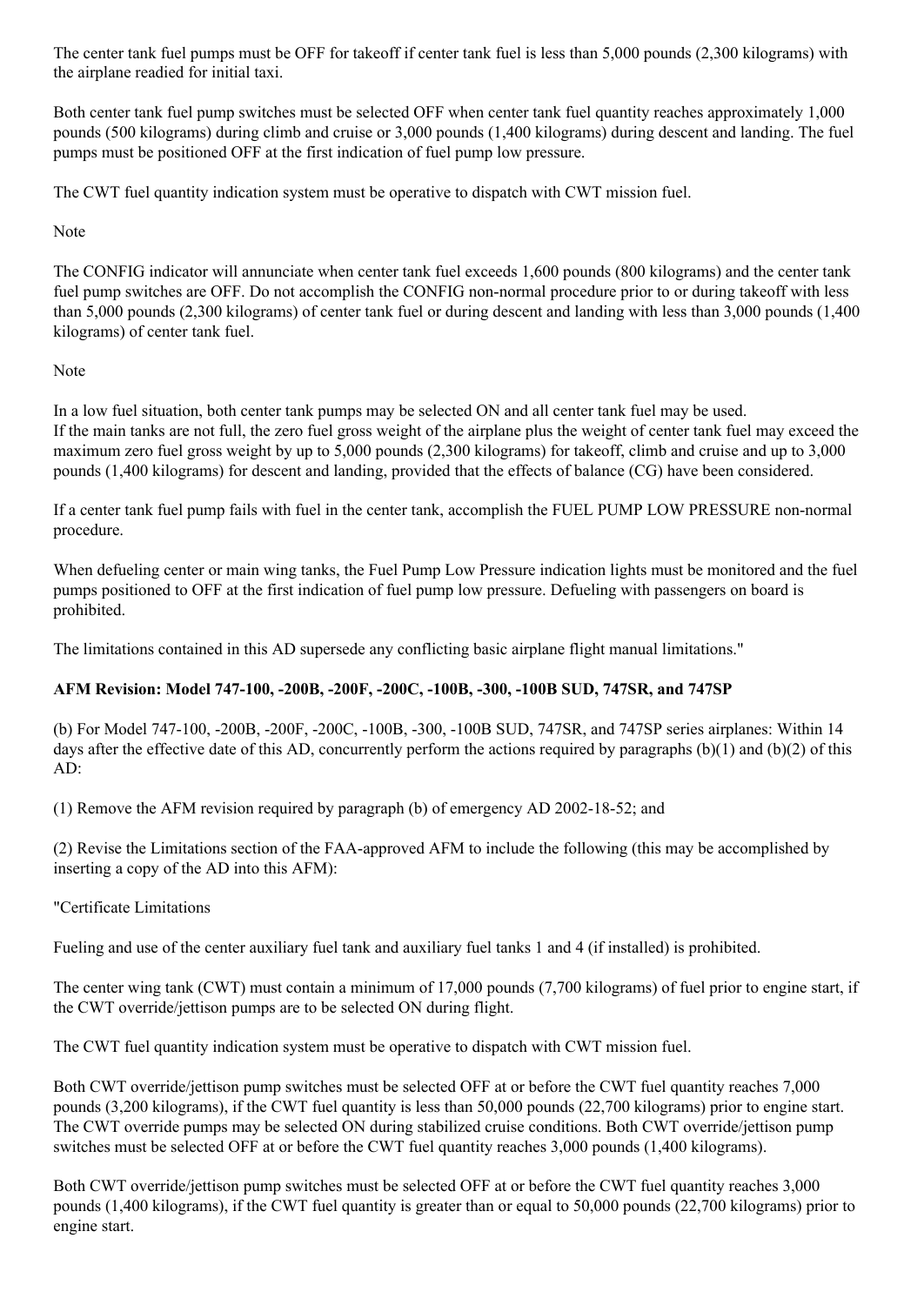The center tank fuel pumps must be OFF for takeoff if center tank fuel is less than 5,000 pounds (2,300 kilograms) with the airplane readied for initial taxi.

Both center tank fuel pump switches must be selected OFF when center tank fuel quantity reaches approximately 1,000 pounds (500 kilograms) during climb and cruise or 3,000 pounds (1,400 kilograms) during descent and landing. The fuel pumps must be positioned OFF at the first indication of fuel pump low pressure.

The CWT fuel quantity indication system must be operative to dispatch with CWT mission fuel.

Note

The CONFIG indicator will annunciate when center tank fuel exceeds 1,600 pounds (800 kilograms) and the center tank fuel pump switches are OFF. Do not accomplish the CONFIG non-normal procedure prior to or during takeoff with less than 5,000 pounds (2,300 kilograms) of center tank fuel or during descent and landing with less than 3,000 pounds (1,400 kilograms) of center tank fuel.

Note

In a low fuel situation, both center tank pumps may be selected ON and all center tank fuel may be used.
If the main tanks are not full, the zero fuel gross weight of the airplane plus the weight of center tank fuel may exceed the maximum zero fuel gross weight by up to 5,000 pounds (2,300 kilograms) for takeoff, climb and cruise and up to 3,000 pounds (1,400 kilograms) for descent and landing, provided that the effects of balance (CG) have been considered.

If a center tank fuel pump fails with fuel in the center tank, accomplish the FUEL PUMP LOW PRESSURE non-normal procedure.

When defueling center or main wing tanks, the Fuel Pump Low Pressure indication lights must be monitored and the fuel pumps positioned to OFF at the first indication of fuel pump low pressure. Defueling with passengers on board is prohibited.

The limitations contained in this AD supersede any conflicting basic airplane flight manual limitations."

**AFM Revision: Model 747-100, -200B, -200F, -200C, -100B, -300, -100B SUD, 747SR, and 747SP**

(b) For Model 747-100, -200B, -200F, -200C, -100B, -300, -100B SUD, 747SR, and 747SP series airplanes: Within 14 days after the effective date of this AD, concurrently perform the actions required by paragraphs (b)(1) and (b)(2) of this AD:

(1) Remove the AFM revision required by paragraph (b) of emergency AD 2002-18-52; and

(2) Revise the Limitations section of the FAA-approved AFM to include the following (this may be accomplished by inserting a copy of the AD into this AFM):

"Certificate Limitations

Fueling and use of the center auxiliary fuel tank and auxiliary fuel tanks 1 and 4 (if installed) is prohibited.

The center wing tank (CWT) must contain a minimum of 17,000 pounds (7,700 kilograms) of fuel prior to engine start, if the CWT override/jettison pumps are to be selected ON during flight.

The CWT fuel quantity indication system must be operative to dispatch with CWT mission fuel.

Both CWT override/jettison pump switches must be selected OFF at or before the CWT fuel quantity reaches 7,000 pounds (3,200 kilograms), if the CWT fuel quantity is less than 50,000 pounds (22,700 kilograms) prior to engine start. The CWT override pumps may be selected ON during stabilized cruise conditions. Both CWT override/jettison pump switches must be selected OFF at or before the CWT fuel quantity reaches 3,000 pounds (1,400 kilograms).

Both CWT override/jettison pump switches must be selected OFF at or before the CWT fuel quantity reaches 3,000 pounds (1,400 kilograms), if the CWT fuel quantity is greater than or equal to 50,000 pounds (22,700 kilograms) prior to engine start.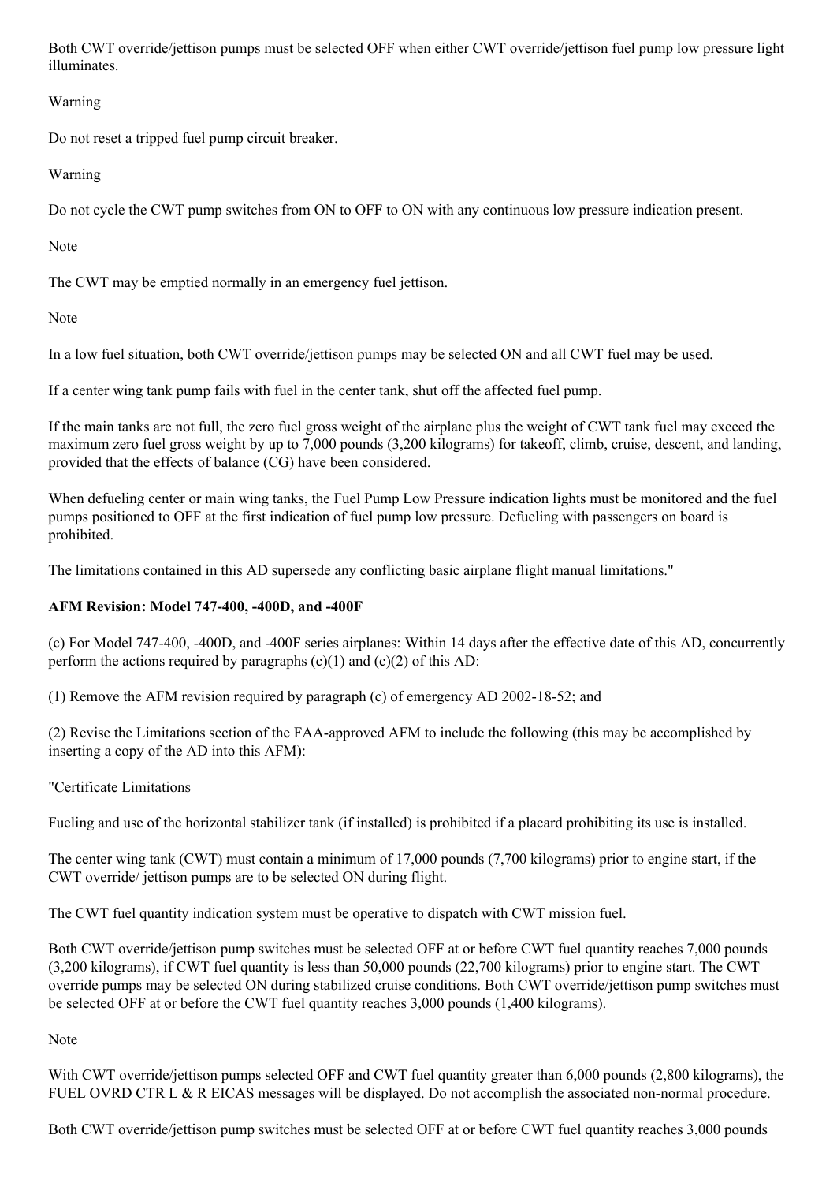Both CWT override/jettison pumps must be selected OFF when either CWT override/jettison fuel pump low pressure light illuminates.

Warning

Do not reset a tripped fuel pump circuit breaker.

Warning

Do not cycle the CWT pump switches from ON to OFF to ON with any continuous low pressure indication present.

Note

The CWT may be emptied normally in an emergency fuel jettison.

Note

In a low fuel situation, both CWT override/jettison pumps may be selected ON and all CWT fuel may be used.

If a center wing tank pump fails with fuel in the center tank, shut off the affected fuel pump.

If the main tanks are not full, the zero fuel gross weight of the airplane plus the weight of CWT tank fuel may exceed the maximum zero fuel gross weight by up to 7,000 pounds (3,200 kilograms) for takeoff, climb, cruise, descent, and landing, provided that the effects of balance (CG) have been considered.

When defueling center or main wing tanks, the Fuel Pump Low Pressure indication lights must be monitored and the fuel pumps positioned to OFF at the first indication of fuel pump low pressure. Defueling with passengers on board is prohibited.

The limitations contained in this AD supersede any conflicting basic airplane flight manual limitations."

**AFM Revision: Model 747-400, -400D, and -400F**

(c) For Model 747-400, -400D, and -400F series airplanes: Within 14 days after the effective date of this AD, concurrently perform the actions required by paragraphs (c)(1) and (c)(2) of this AD:

(1) Remove the AFM revision required by paragraph (c) of emergency AD 2002-18-52; and

(2) Revise the Limitations section of the FAA-approved AFM to include the following (this may be accomplished by inserting a copy of the AD into this AFM):

"Certificate Limitations

Fueling and use of the horizontal stabilizer tank (if installed) is prohibited if a placard prohibiting its use is installed.

The center wing tank (CWT) must contain a minimum of 17,000 pounds (7,700 kilograms) prior to engine start, if the CWT override/ jettison pumps are to be selected ON during flight.

The CWT fuel quantity indication system must be operative to dispatch with CWT mission fuel.

Both CWT override/jettison pump switches must be selected OFF at or before CWT fuel quantity reaches 7,000 pounds (3,200 kilograms), if CWT fuel quantity is less than 50,000 pounds (22,700 kilograms) prior to engine start. The CWT override pumps may be selected ON during stabilized cruise conditions. Both CWT override/jettison pump switches must be selected OFF at or before the CWT fuel quantity reaches 3,000 pounds (1,400 kilograms).

Note

With CWT override/jettison pumps selected OFF and CWT fuel quantity greater than 6,000 pounds (2,800 kilograms), the FUEL OVRD CTR L & R EICAS messages will be displayed. Do not accomplish the associated non-normal procedure.

Both CWT override/jettison pump switches must be selected OFF at or before CWT fuel quantity reaches 3,000 pounds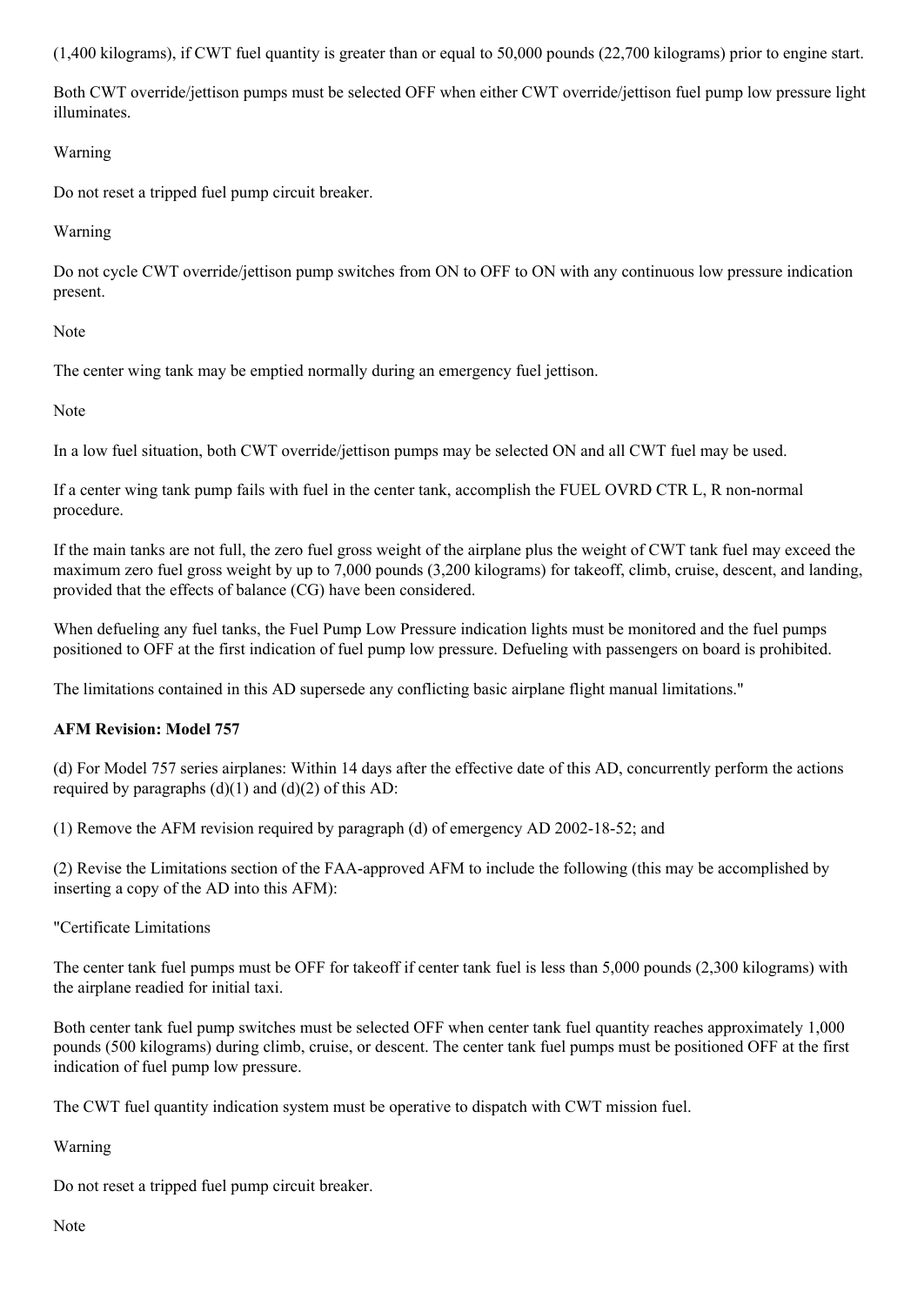(1,400 kilograms), if CWT fuel quantity is greater than or equal to 50,000 pounds (22,700 kilograms) prior to engine start.

Both CWT override/jettison pumps must be selected OFF when either CWT override/jettison fuel pump low pressure light illuminates.

Warning

Do not reset a tripped fuel pump circuit breaker.

Warning

Do not cycle CWT override/jettison pump switches from ON to OFF to ON with any continuous low pressure indication present.

Note

The center wing tank may be emptied normally during an emergency fuel jettison.

Note

In a low fuel situation, both CWT override/jettison pumps may be selected ON and all CWT fuel may be used.

If a center wing tank pump fails with fuel in the center tank, accomplish the FUEL OVRD CTR L, R non-normal procedure.

If the main tanks are not full, the zero fuel gross weight of the airplane plus the weight of CWT tank fuel may exceed the maximum zero fuel gross weight by up to 7,000 pounds (3,200 kilograms) for takeoff, climb, cruise, descent, and landing, provided that the effects of balance (CG) have been considered.

When defueling any fuel tanks, the Fuel Pump Low Pressure indication lights must be monitored and the fuel pumps positioned to OFF at the first indication of fuel pump low pressure. Defueling with passengers on board is prohibited.

The limitations contained in this AD supersede any conflicting basic airplane flight manual limitations."

**AFM Revision: Model 757**

(d) For Model 757 series airplanes: Within 14 days after the effective date of this AD, concurrently perform the actions required by paragraphs (d)(1) and (d)(2) of this AD:

(1) Remove the AFM revision required by paragraph (d) of emergency AD 2002-18-52; and

(2) Revise the Limitations section of the FAA-approved AFM to include the following (this may be accomplished by inserting a copy of the AD into this AFM):

"Certificate Limitations

The center tank fuel pumps must be OFF for takeoff if center tank fuel is less than 5,000 pounds (2,300 kilograms) with the airplane readied for initial taxi.

Both center tank fuel pump switches must be selected OFF when center tank fuel quantity reaches approximately 1,000 pounds (500 kilograms) during climb, cruise, or descent. The center tank fuel pumps must be positioned OFF at the first indication of fuel pump low pressure.

The CWT fuel quantity indication system must be operative to dispatch with CWT mission fuel.

Warning

Do not reset a tripped fuel pump circuit breaker.

Note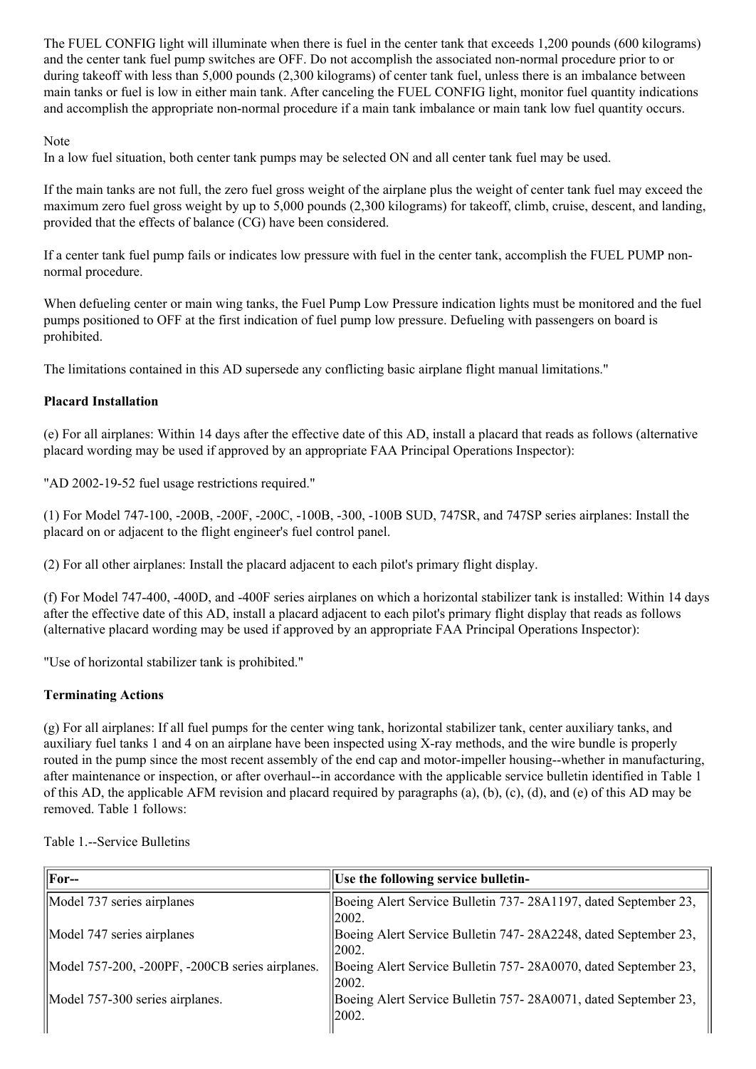The FUEL CONFIG light will illuminate when there is fuel in the center tank that exceeds 1,200 pounds (600 kilograms) and the center tank fuel pump switches are OFF. Do not accomplish the associated non-normal procedure prior to or during takeoff with less than 5,000 pounds (2,300 kilograms) of center tank fuel, unless there is an imbalance between main tanks or fuel is low in either main tank. After canceling the FUEL CONFIG light, monitor fuel quantity indications and accomplish the appropriate non-normal procedure if a main tank imbalance or main tank low fuel quantity occurs.

Note
In a low fuel situation, both center tank pumps may be selected ON and all center tank fuel may be used.

If the main tanks are not full, the zero fuel gross weight of the airplane plus the weight of center tank fuel may exceed the maximum zero fuel gross weight by up to 5,000 pounds (2,300 kilograms) for takeoff, climb, cruise, descent, and landing, provided that the effects of balance (CG) have been considered.

If a center tank fuel pump fails or indicates low pressure with fuel in the center tank, accomplish the FUEL PUMP non-normal procedure.

When defueling center or main wing tanks, the Fuel Pump Low Pressure indication lights must be monitored and the fuel pumps positioned to OFF at the first indication of fuel pump low pressure. Defueling with passengers on board is prohibited.

The limitations contained in this AD supersede any conflicting basic airplane flight manual limitations."

**Placard Installation**

(e) For all airplanes: Within 14 days after the effective date of this AD, install a placard that reads as follows (alternative placard wording may be used if approved by an appropriate FAA Principal Operations Inspector):

"AD 2002-19-52 fuel usage restrictions required."

(1) For Model 747-100, -200B, -200F, -200C, -100B, -300, -100B SUD, 747SR, and 747SP series airplanes: Install the placard on or adjacent to the flight engineer's fuel control panel.

(2) For all other airplanes: Install the placard adjacent to each pilot's primary flight display.

(f) For Model 747-400, -400D, and -400F series airplanes on which a horizontal stabilizer tank is installed: Within 14 days after the effective date of this AD, install a placard adjacent to each pilot's primary flight display that reads as follows (alternative placard wording may be used if approved by an appropriate FAA Principal Operations Inspector):

"Use of horizontal stabilizer tank is prohibited."

**Terminating Actions**

(g) For all airplanes: If all fuel pumps for the center wing tank, horizontal stabilizer tank, center auxiliary tanks, and auxiliary fuel tanks 1 and 4 on an airplane have been inspected using X-ray methods, and the wire bundle is properly routed in the pump since the most recent assembly of the end cap and motor-impeller housing--whether in manufacturing, after maintenance or inspection, or after overhaul--in accordance with the applicable service bulletin identified in Table 1 of this AD, the applicable AFM revision and placard required by paragraphs (a), (b), (c), (d), and (e) of this AD may be removed. Table 1 follows:

Table 1.--Service Bulletins

| For-- | Use the following service bulletin- |
|---|---|
| Model 737 series airplanes | Boeing Alert Service Bulletin 737- 28A1197, dated September 23, 2002. |
| Model 747 series airplanes | Boeing Alert Service Bulletin 747- 28A2248, dated September 23, 2002. |
| Model 757-200, -200PF, -200CB series airplanes. | Boeing Alert Service Bulletin 757- 28A0070, dated September 23, 2002. |
| Model 757-300 series airplanes. | Boeing Alert Service Bulletin 757- 28A0071, dated September 23, 2002. |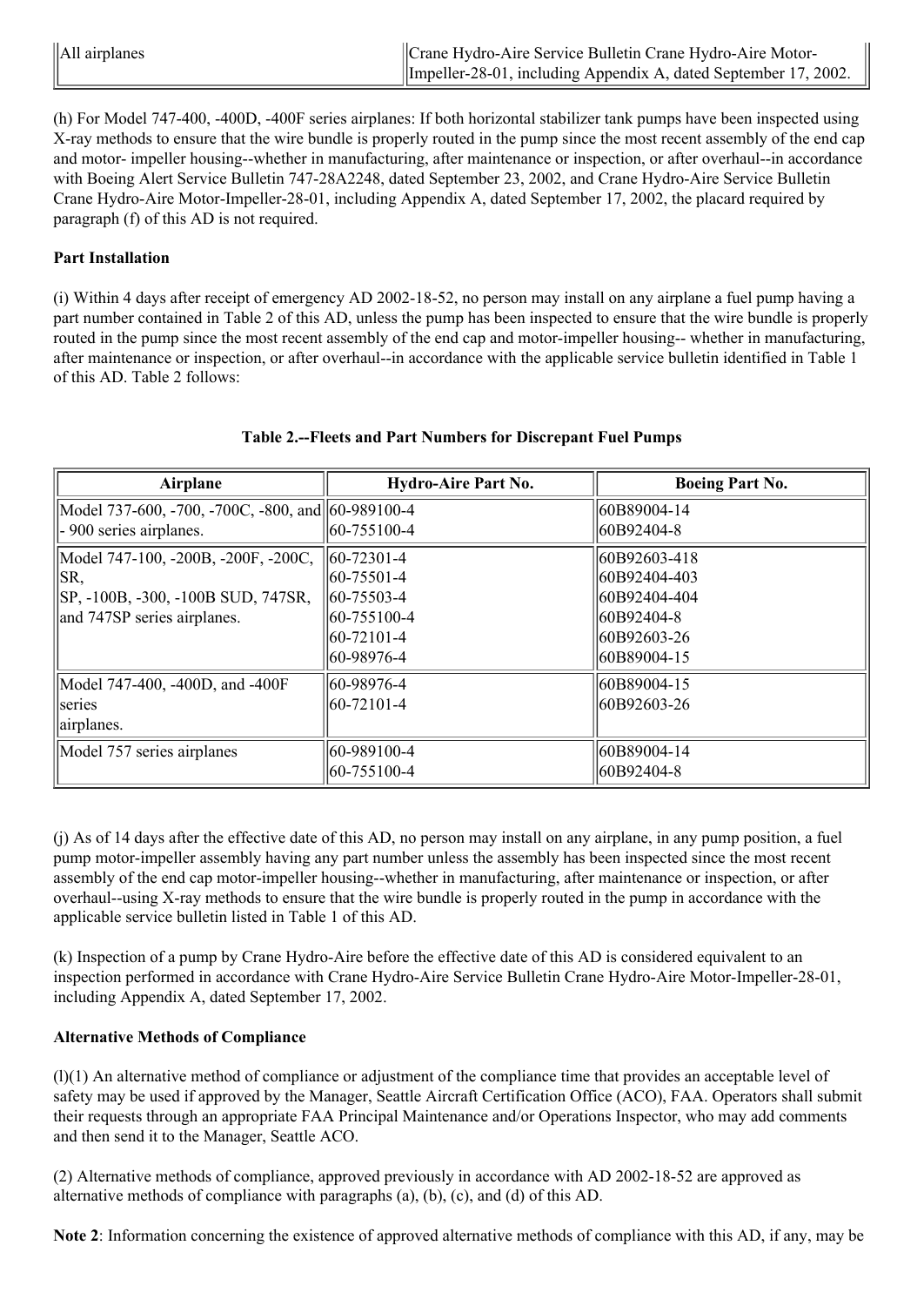| All airplanes | Crane Hydro-Aire Service Bulletin Crane Hydro-Aire Motor-Impeller-28-01, including Appendix A, dated September 17, 2002. |
|---|---|

(h) For Model 747-400, -400D, -400F series airplanes: If both horizontal stabilizer tank pumps have been inspected using X-ray methods to ensure that the wire bundle is properly routed in the pump since the most recent assembly of the end cap and motor- impeller housing--whether in manufacturing, after maintenance or inspection, or after overhaul--in accordance with Boeing Alert Service Bulletin 747-28A2248, dated September 23, 2002, and Crane Hydro-Aire Service Bulletin Crane Hydro-Aire Motor-Impeller-28-01, including Appendix A, dated September 17, 2002, the placard required by paragraph (f) of this AD is not required.

**Part Installation**

(i) Within 4 days after receipt of emergency AD 2002-18-52, no person may install on any airplane a fuel pump having a part number contained in Table 2 of this AD, unless the pump has been inspected to ensure that the wire bundle is properly routed in the pump since the most recent assembly of the end cap and motor-impeller housing-- whether in manufacturing, after maintenance or inspection, or after overhaul--in accordance with the applicable service bulletin identified in Table 1 of this AD. Table 2 follows:

**Table 2.--Fleets and Part Numbers for Discrepant Fuel Pumps**

| Airplane | Hydro-Aire Part No. | Boeing Part No. |
|---|---|---|
| Model 737-600, -700, -700C, -800, and - 900 series airplanes. | 60-989100-4<br>60-755100-4 | 60B89004-14<br>60B92404-8 |
| Model 747-100, -200B, -200F, -200C, SR, SP, -100B, -300, -100B SUD, 747SR, and 747SP series airplanes. | 60-72301-4<br>60-75501-4<br>60-75503-4<br>60-755100-4<br>60-72101-4<br>60-98976-4 | 60B92603-418<br>60B92404-403<br>60B92404-404<br>60B92404-8<br>60B92603-26<br>60B89004-15 |
| Model 747-400, -400D, and -400F series airplanes. | 60-98976-4<br>60-72101-4 | 60B89004-15<br>60B92603-26 |
| Model 757 series airplanes | 60-989100-4<br>60-755100-4 | 60B89004-14<br>60B92404-8 |

(j) As of 14 days after the effective date of this AD, no person may install on any airplane, in any pump position, a fuel pump motor-impeller assembly having any part number unless the assembly has been inspected since the most recent assembly of the end cap motor-impeller housing--whether in manufacturing, after maintenance or inspection, or after overhaul--using X-ray methods to ensure that the wire bundle is properly routed in the pump in accordance with the applicable service bulletin listed in Table 1 of this AD.

(k) Inspection of a pump by Crane Hydro-Aire before the effective date of this AD is considered equivalent to an inspection performed in accordance with Crane Hydro-Aire Service Bulletin Crane Hydro-Aire Motor-Impeller-28-01, including Appendix A, dated September 17, 2002.

**Alternative Methods of Compliance**

(l)(1) An alternative method of compliance or adjustment of the compliance time that provides an acceptable level of safety may be used if approved by the Manager, Seattle Aircraft Certification Office (ACO), FAA. Operators shall submit their requests through an appropriate FAA Principal Maintenance and/or Operations Inspector, who may add comments and then send it to the Manager, Seattle ACO.

(2) Alternative methods of compliance, approved previously in accordance with AD 2002-18-52 are approved as alternative methods of compliance with paragraphs (a), (b), (c), and (d) of this AD.

**Note 2**: Information concerning the existence of approved alternative methods of compliance with this AD, if any, may be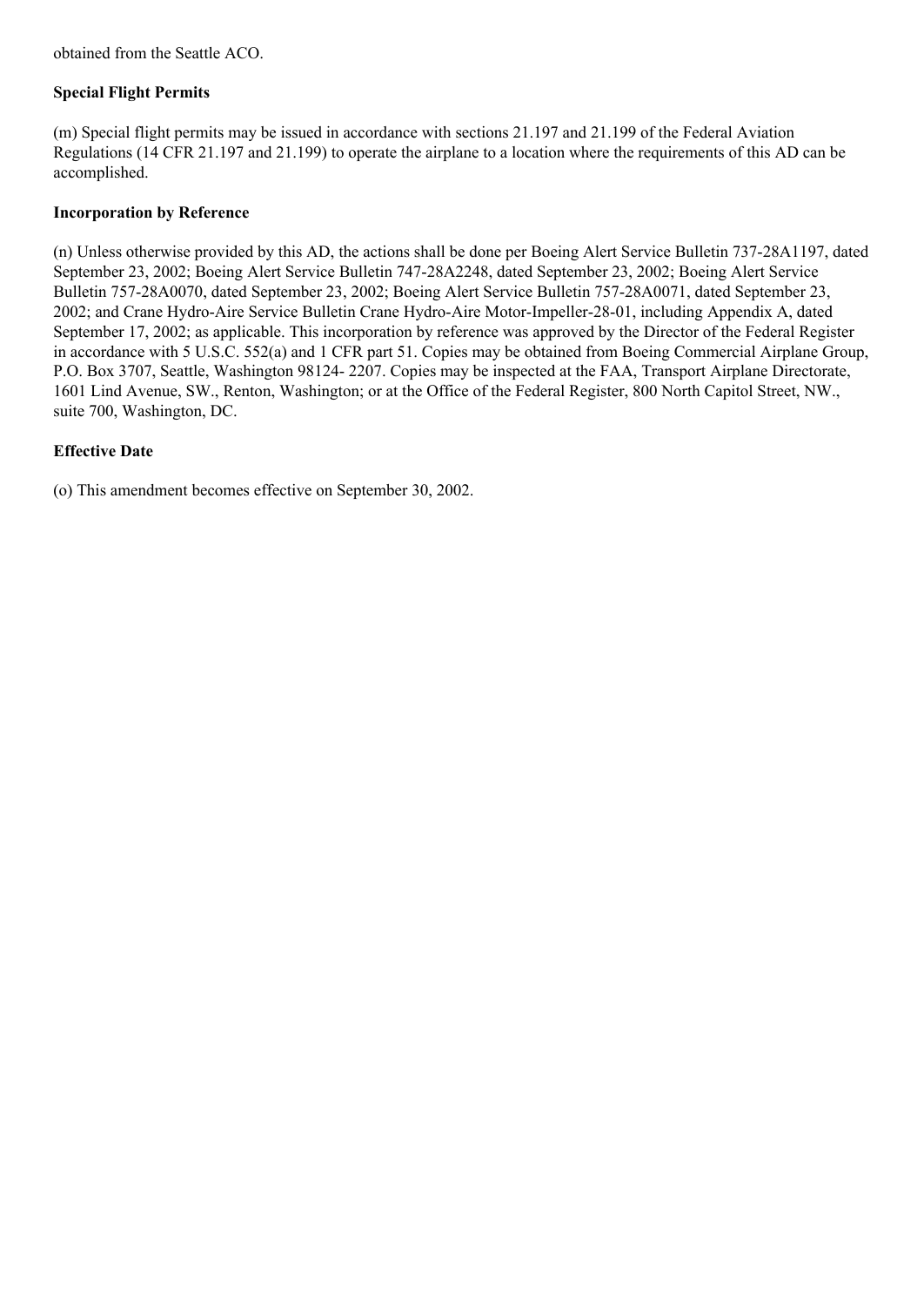obtained from the Seattle ACO.

**Special Flight Permits**

(m) Special flight permits may be issued in accordance with sections 21.197 and 21.199 of the Federal Aviation Regulations (14 CFR 21.197 and 21.199) to operate the airplane to a location where the requirements of this AD can be accomplished.

**Incorporation by Reference**

(n) Unless otherwise provided by this AD, the actions shall be done per Boeing Alert Service Bulletin 737-28A1197, dated September 23, 2002; Boeing Alert Service Bulletin 747-28A2248, dated September 23, 2002; Boeing Alert Service Bulletin 757-28A0070, dated September 23, 2002; Boeing Alert Service Bulletin 757-28A0071, dated September 23, 2002; and Crane Hydro-Aire Service Bulletin Crane Hydro-Aire Motor-Impeller-28-01, including Appendix A, dated September 17, 2002; as applicable. This incorporation by reference was approved by the Director of the Federal Register in accordance with 5 U.S.C. 552(a) and 1 CFR part 51. Copies may be obtained from Boeing Commercial Airplane Group, P.O. Box 3707, Seattle, Washington 98124- 2207. Copies may be inspected at the FAA, Transport Airplane Directorate, 1601 Lind Avenue, SW., Renton, Washington; or at the Office of the Federal Register, 800 North Capitol Street, NW., suite 700, Washington, DC.

**Effective Date**

(o) This amendment becomes effective on September 30, 2002.